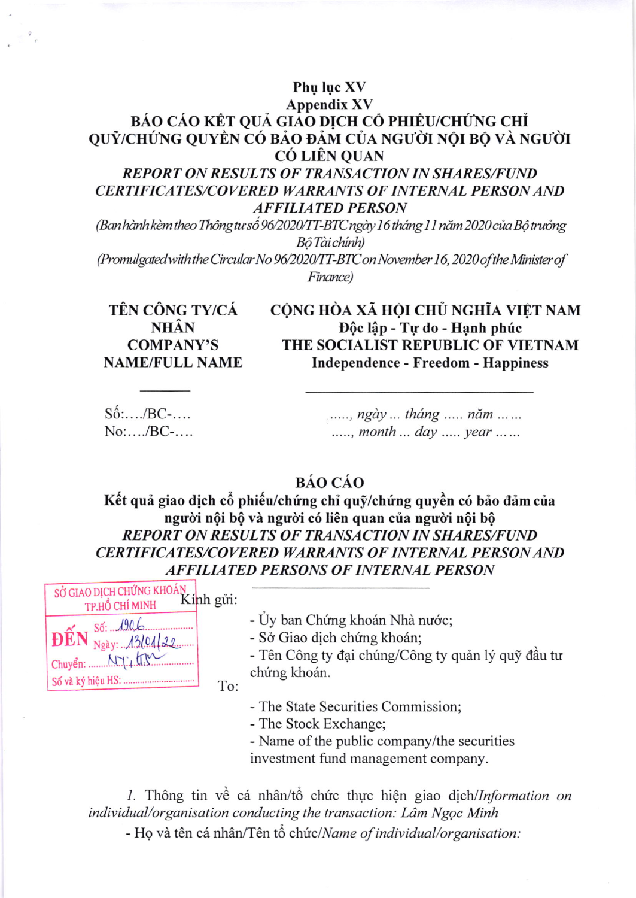**Phụ lục XV**
**Appendix XV**

**BÁO CÁO KẾT QUẢ GIAO DỊCH CỔ PHIẾU/CHỨNG CHỈ QUỸ/CHỨNG QUYỀN CÓ BẢO ĐẢM CỦA NGƯỜI NỘI BỘ VÀ NGƯỜI CÓ LIÊN QUAN**

***REPORT ON RESULTS OF TRANSACTION IN SHARES/FUND CERTIFICATES/COVERED WARRANTS OF INTERNAL PERSON AND AFFILIATED PERSON***

*(Ban hành kèm theo Thông tư số 96/2020/TT-BTC ngày 16 tháng 11 năm 2020 của Bộ trưởng Bộ Tài chính)*

*(Promulgated with the Circular No 96/2020/TT-BTC on November 16, 2020 of the Minister of Finance)*

**TÊN CÔNG TY/CÁ NHÂN**
**COMPANY'S NAME/FULL NAME**

**CỘNG HÒA XÃ HỘI CHỦ NGHĨA VIỆT NAM**
**Độc lập - Tự do - Hạnh phúc**
**THE SOCIALIST REPUBLIC OF VIETNAM**
**Independence - Freedom - Happiness**

Số:…./BC-….
No:…./BC-….

*….., ngày … tháng ….. năm ……*
*….., month … day ….. year ……*

**BÁO CÁO**

**Kết quả giao dịch cổ phiếu/chứng chỉ quỹ/chứng quyền có bảo đảm của người nội bộ và người có liên quan của người nội bộ**

***REPORT ON RESULTS OF TRANSACTION IN SHARES/FUND CERTIFICATES/COVERED WARRANTS OF INTERNAL PERSON AND AFFILIATED PERSONS OF INTERNAL PERSON***

SỞ GIAO DỊCH CHỨNG KHOÁN TP.HỒ CHÍ MINH
ĐẾN Số: 1906
Ngày: 13/04/22
Chuyển: NT; KTN
Số và ký hiệu HS: ……

Kính gửi:

- Ủy ban Chứng khoán Nhà nước;
- Sở Giao dịch chứng khoán;
- Tên Công ty đại chúng/Công ty quản lý quỹ đầu tư chứng khoán.

To:

- The State Securities Commission;
- The Stock Exchange;
- Name of the public company/the securities investment fund management company.

*1.* Thông tin về cá nhân/tổ chức thực hiện giao dịch/*Information on individual/organisation conducting the transaction: Lâm Ngọc Minh*

- Họ và tên cá nhân/Tên tổ chức/*Name of individual/organisation:*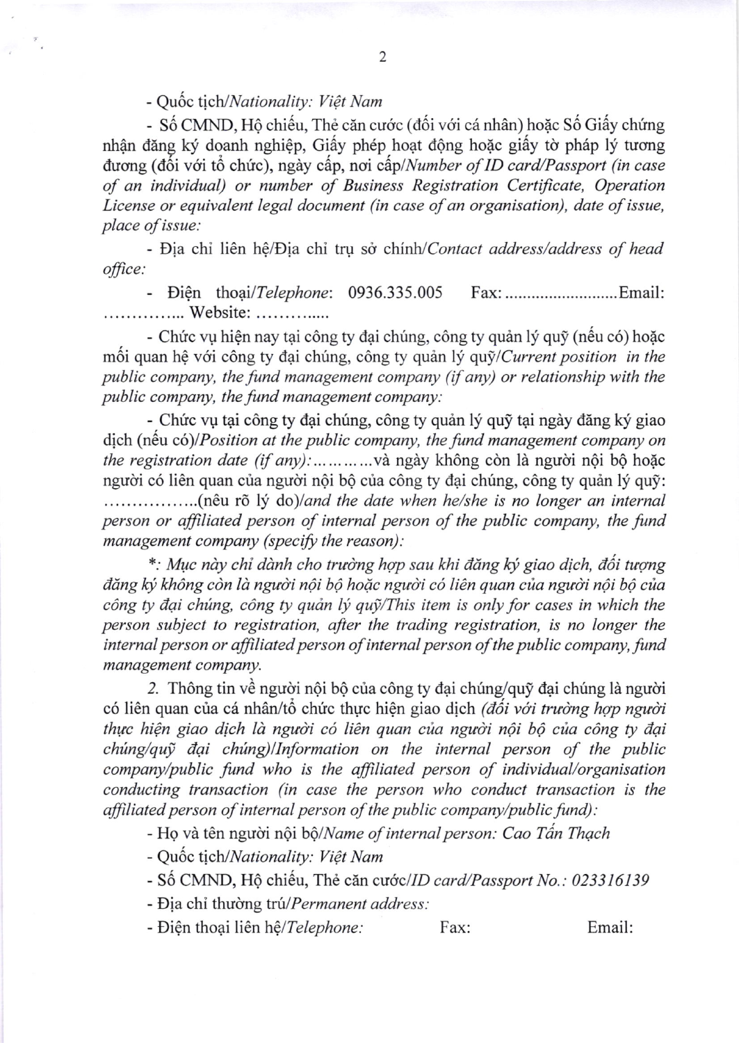- Quốc tịch/*Nationality: Việt Nam*

- Số CMND, Hộ chiếu, Thẻ căn cước (đối với cá nhân) hoặc Số Giấy chứng nhận đăng ký doanh nghiệp, Giấy phép hoạt động hoặc giấy tờ pháp lý tương đương (đối với tổ chức), ngày cấp, nơi cấp/*Number of ID card/Passport (in case of an individual) or number of Business Registration Certificate, Operation License or equivalent legal document (in case of an organisation), date of issue, place of issue:*

- Địa chỉ liên hệ/Địa chỉ trụ sở chính/*Contact address/address of head office:*

- Điện thoại/*Telephone*: 0936.335.005 Fax:.........................Email: ............... Website: ..............

- Chức vụ hiện nay tại công ty đại chúng, công ty quản lý quỹ (nếu có) hoặc mối quan hệ với công ty đại chúng, công ty quản lý quỹ/*Current position in the public company, the fund management company (if any) or relationship with the public company, the fund management company:*

- Chức vụ tại công ty đại chúng, công ty quản lý quỹ tại ngày đăng ký giao dịch (nếu có)/*Position at the public company, the fund management company on the registration date (if any):*............và ngày không còn là người nội bộ hoặc người có liên quan của người nội bộ của công ty đại chúng, công ty quản lý quỹ: ................(nêu rõ lý do)/*and the date when he/she is no longer an internal person or affiliated person of internal person of the public company, the fund management company (specify the reason):*

*\*: Mục này chỉ dành cho trường hợp sau khi đăng ký giao dịch, đối tượng đăng ký không còn là người nội bộ hoặc người có liên quan của người nội bộ của công ty đại chúng, công ty quản lý quỹ/This item is only for cases in which the person subject to registration, after the trading registration, is no longer the internal person or affiliated person of internal person of the public company, fund management company.*

2. Thông tin về người nội bộ của công ty đại chúng/quỹ đại chúng là người có liên quan của cá nhân/tổ chức thực hiện giao dịch *(đối với trường hợp người thực hiện giao dịch là người có liên quan của người nội bộ của công ty đại chúng/quỹ đại chúng)/Information on the internal person of the public company/public fund who is the affiliated person of individual/organisation conducting transaction (in case the person who conduct transaction is the affiliated person of internal person of the public company/public fund):*

- Họ và tên người nội bộ/*Name of internal person: Cao Tấn Thạch*

- Quốc tịch/*Nationality: Việt Nam*

- Số CMND, Hộ chiếu, Thẻ căn cước/*ID card/Passport No.: 023316139*

- Địa chỉ thường trú/*Permanent address:*

- Điện thoại liên hệ/*Telephone:* Fax: Email: